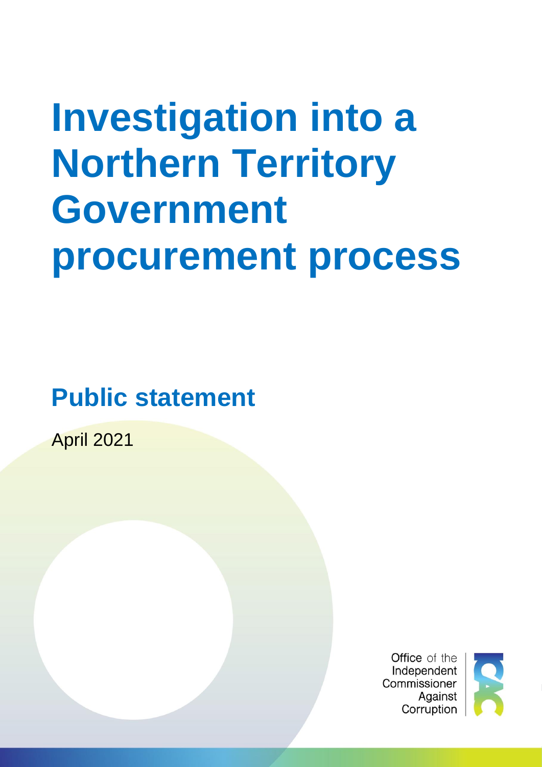# Investigation into a Northern Territory Government procurement process

## Public statement

April 2021

Office of the Independent Commissioner Against Corruption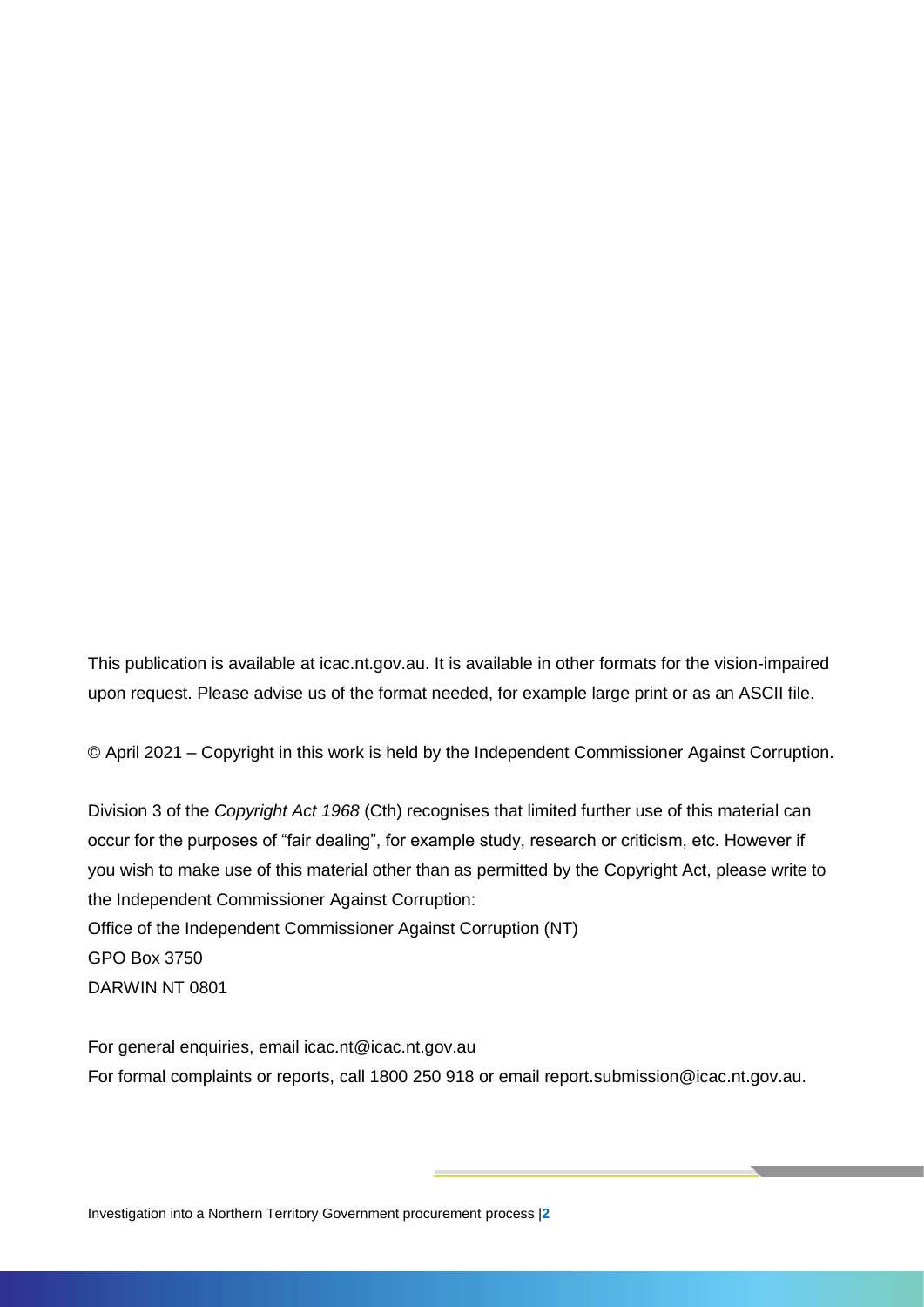This publication is available at icac.nt.gov.au. It is available in other formats for the vision-impaired upon request. Please advise us of the format needed, for example large print or as an ASCII file.

© April 2021 – Copyright in this work is held by the Independent Commissioner Against Corruption.

Division 3 of the *Copyright Act 1968* (Cth) recognises that limited further use of this material can occur for the purposes of "fair dealing", for example study, research or criticism, etc. However if you wish to make use of this material other than as permitted by the Copyright Act, please write to the Independent Commissioner Against Corruption:

Office of the Independent Commissioner Against Corruption (NT)
GPO Box 3750
DARWIN NT 0801

For general enquiries, email icac.nt@icac.nt.gov.au
For formal complaints or reports, call 1800 250 918 or email report.submission@icac.nt.gov.au.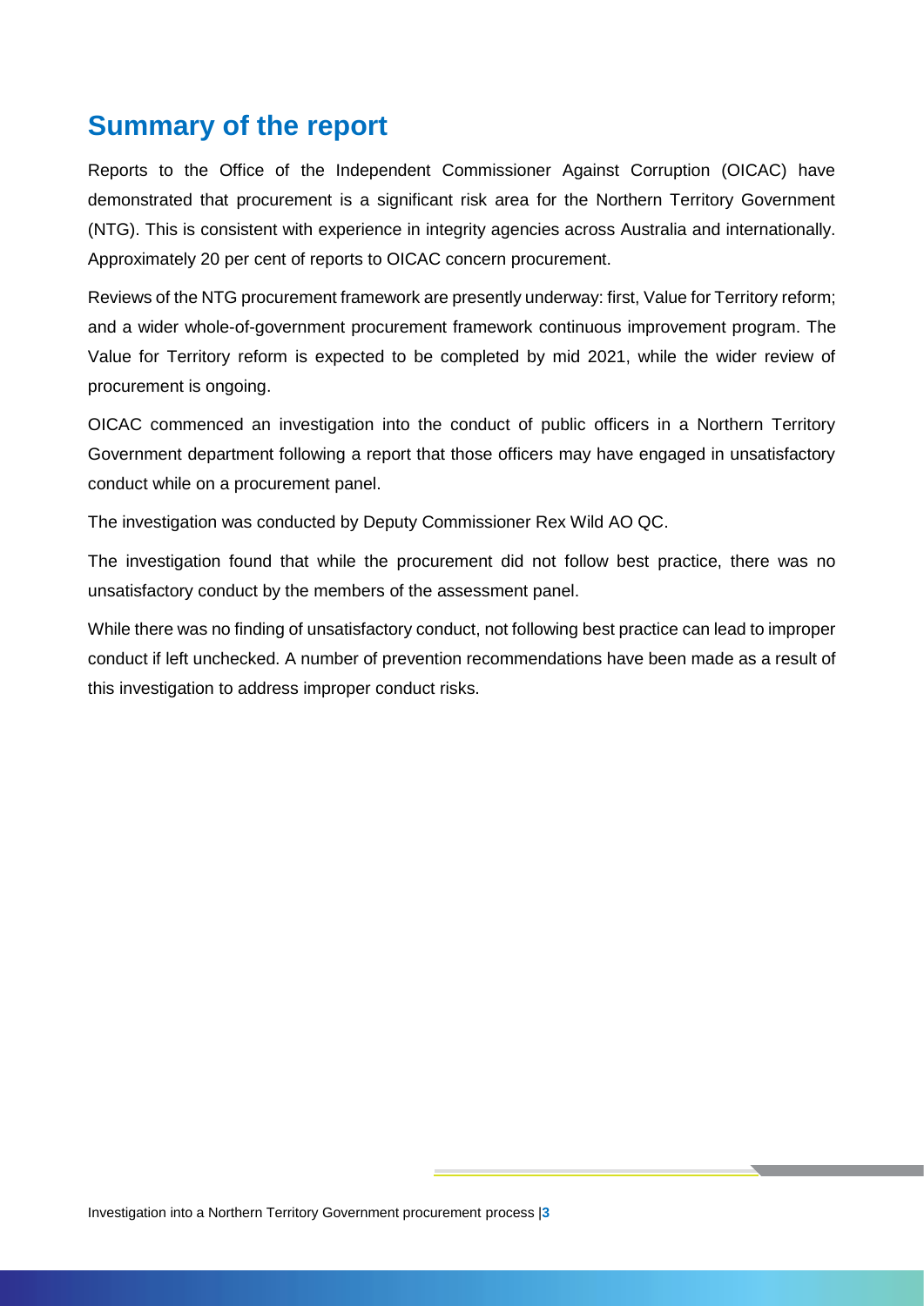## Summary of the report

Reports to the Office of the Independent Commissioner Against Corruption (OICAC) have demonstrated that procurement is a significant risk area for the Northern Territory Government (NTG). This is consistent with experience in integrity agencies across Australia and internationally. Approximately 20 per cent of reports to OICAC concern procurement.

Reviews of the NTG procurement framework are presently underway: first, Value for Territory reform; and a wider whole-of-government procurement framework continuous improvement program. The Value for Territory reform is expected to be completed by mid 2021, while the wider review of procurement is ongoing.

OICAC commenced an investigation into the conduct of public officers in a Northern Territory Government department following a report that those officers may have engaged in unsatisfactory conduct while on a procurement panel.

The investigation was conducted by Deputy Commissioner Rex Wild AO QC.

The investigation found that while the procurement did not follow best practice, there was no unsatisfactory conduct by the members of the assessment panel.

While there was no finding of unsatisfactory conduct, not following best practice can lead to improper conduct if left unchecked. A number of prevention recommendations have been made as a result of this investigation to address improper conduct risks.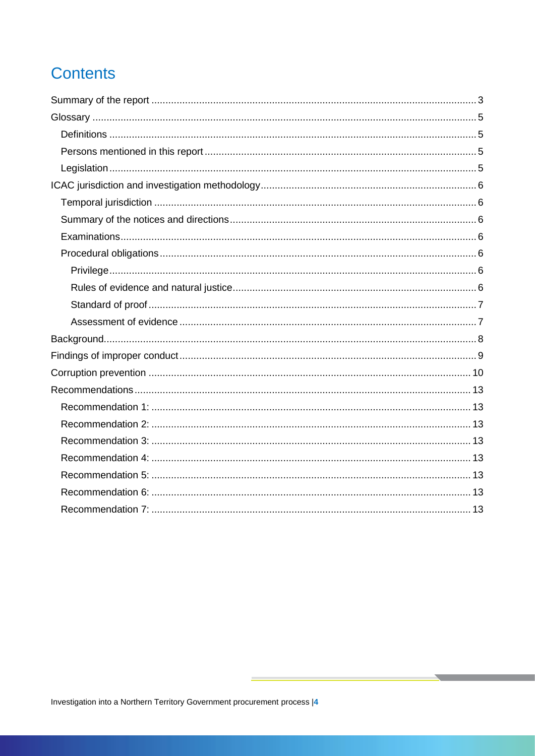# Contents

Summary of the report ........ 3

Glossary ........ 5

- Definitions ........ 5
- Persons mentioned in this report ........ 5
- Legislation ........ 5

ICAC jurisdiction and investigation methodology ........ 6

- Temporal jurisdiction ........ 6
- Summary of the notices and directions ........ 6
- Examinations ........ 6
- Procedural obligations ........ 6
  - Privilege ........ 6
  - Rules of evidence and natural justice ........ 6
  - Standard of proof ........ 7
  - Assessment of evidence ........ 7

Background ........ 8

Findings of improper conduct ........ 9

Corruption prevention ........ 10

Recommendations ........ 13

- Recommendation 1: ........ 13
- Recommendation 2: ........ 13
- Recommendation 3: ........ 13
- Recommendation 4: ........ 13
- Recommendation 5: ........ 13
- Recommendation 6: ........ 13
- Recommendation 7: ........ 13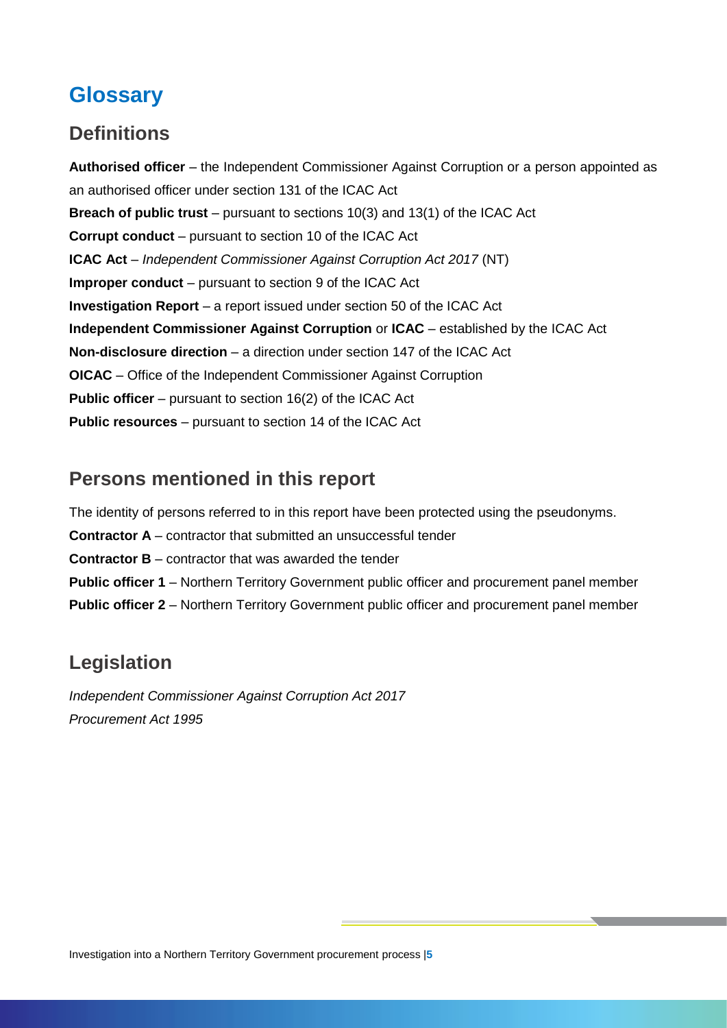# Glossary

## Definitions

**Authorised officer** – the Independent Commissioner Against Corruption or a person appointed as an authorised officer under section 131 of the ICAC Act

**Breach of public trust** – pursuant to sections 10(3) and 13(1) of the ICAC Act

**Corrupt conduct** – pursuant to section 10 of the ICAC Act

**ICAC Act** – *Independent Commissioner Against Corruption Act 2017* (NT)

**Improper conduct** – pursuant to section 9 of the ICAC Act

**Investigation Report** – a report issued under section 50 of the ICAC Act

**Independent Commissioner Against Corruption** or **ICAC** – established by the ICAC Act

**Non-disclosure direction** – a direction under section 147 of the ICAC Act

**OICAC** – Office of the Independent Commissioner Against Corruption

**Public officer** – pursuant to section 16(2) of the ICAC Act

**Public resources** – pursuant to section 14 of the ICAC Act

## Persons mentioned in this report

The identity of persons referred to in this report have been protected using the pseudonyms.

**Contractor A** – contractor that submitted an unsuccessful tender

**Contractor B** – contractor that was awarded the tender

**Public officer 1** – Northern Territory Government public officer and procurement panel member

**Public officer 2** – Northern Territory Government public officer and procurement panel member

## Legislation

*Independent Commissioner Against Corruption Act 2017*

*Procurement Act 1995*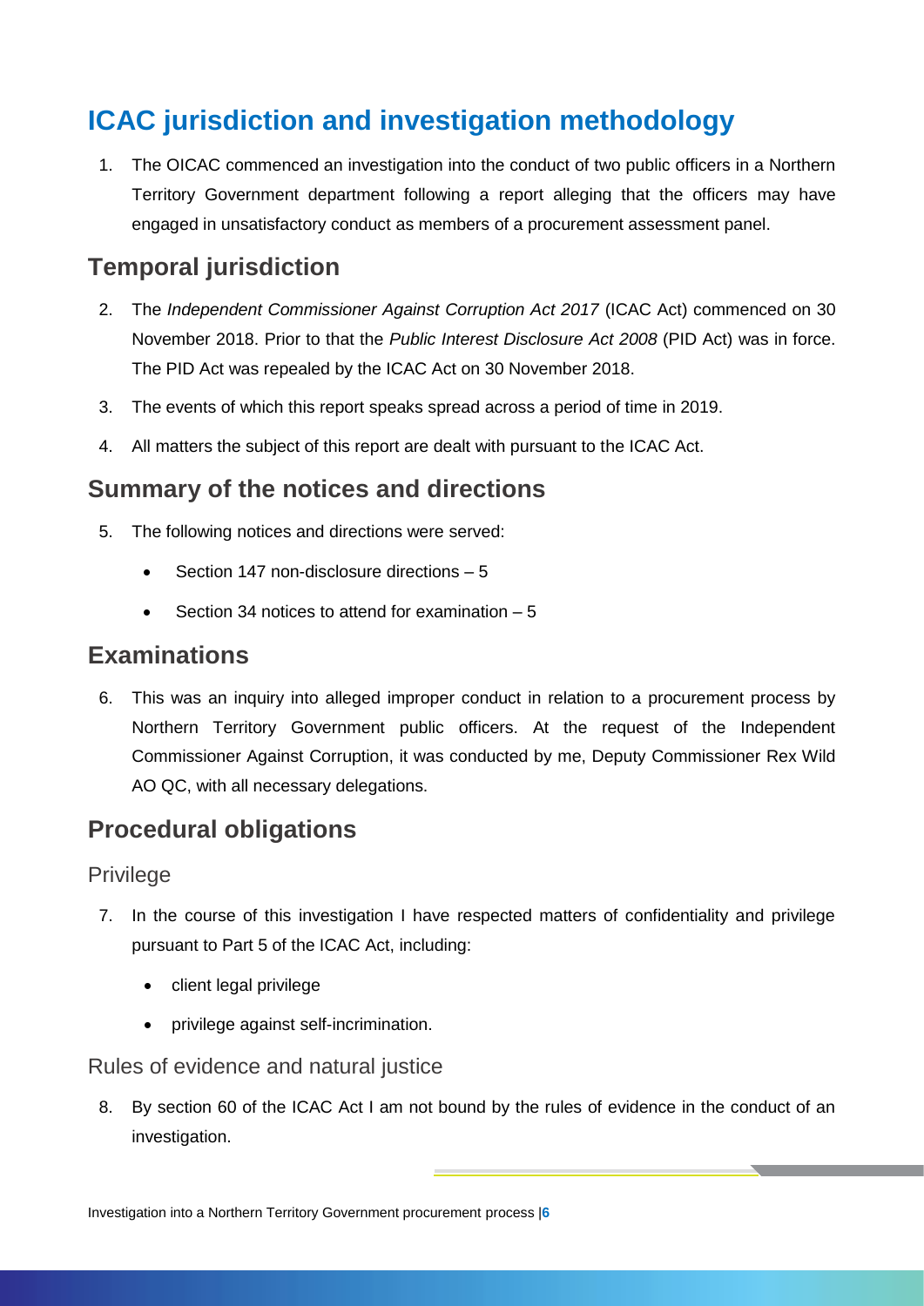# ICAC jurisdiction and investigation methodology

1. The OICAC commenced an investigation into the conduct of two public officers in a Northern Territory Government department following a report alleging that the officers may have engaged in unsatisfactory conduct as members of a procurement assessment panel.

## Temporal jurisdiction

2. The *Independent Commissioner Against Corruption Act 2017* (ICAC Act) commenced on 30 November 2018. Prior to that the *Public Interest Disclosure Act 2008* (PID Act) was in force. The PID Act was repealed by the ICAC Act on 30 November 2018.
3. The events of which this report speaks spread across a period of time in 2019.
4. All matters the subject of this report are dealt with pursuant to the ICAC Act.

## Summary of the notices and directions

5. The following notices and directions were served:
   - Section 147 non-disclosure directions – 5
   - Section 34 notices to attend for examination – 5

## Examinations

6. This was an inquiry into alleged improper conduct in relation to a procurement process by Northern Territory Government public officers. At the request of the Independent Commissioner Against Corruption, it was conducted by me, Deputy Commissioner Rex Wild AO QC, with all necessary delegations.

## Procedural obligations

### Privilege

7. In the course of this investigation I have respected matters of confidentiality and privilege pursuant to Part 5 of the ICAC Act, including:
   - client legal privilege
   - privilege against self-incrimination.

### Rules of evidence and natural justice

8. By section 60 of the ICAC Act I am not bound by the rules of evidence in the conduct of an investigation.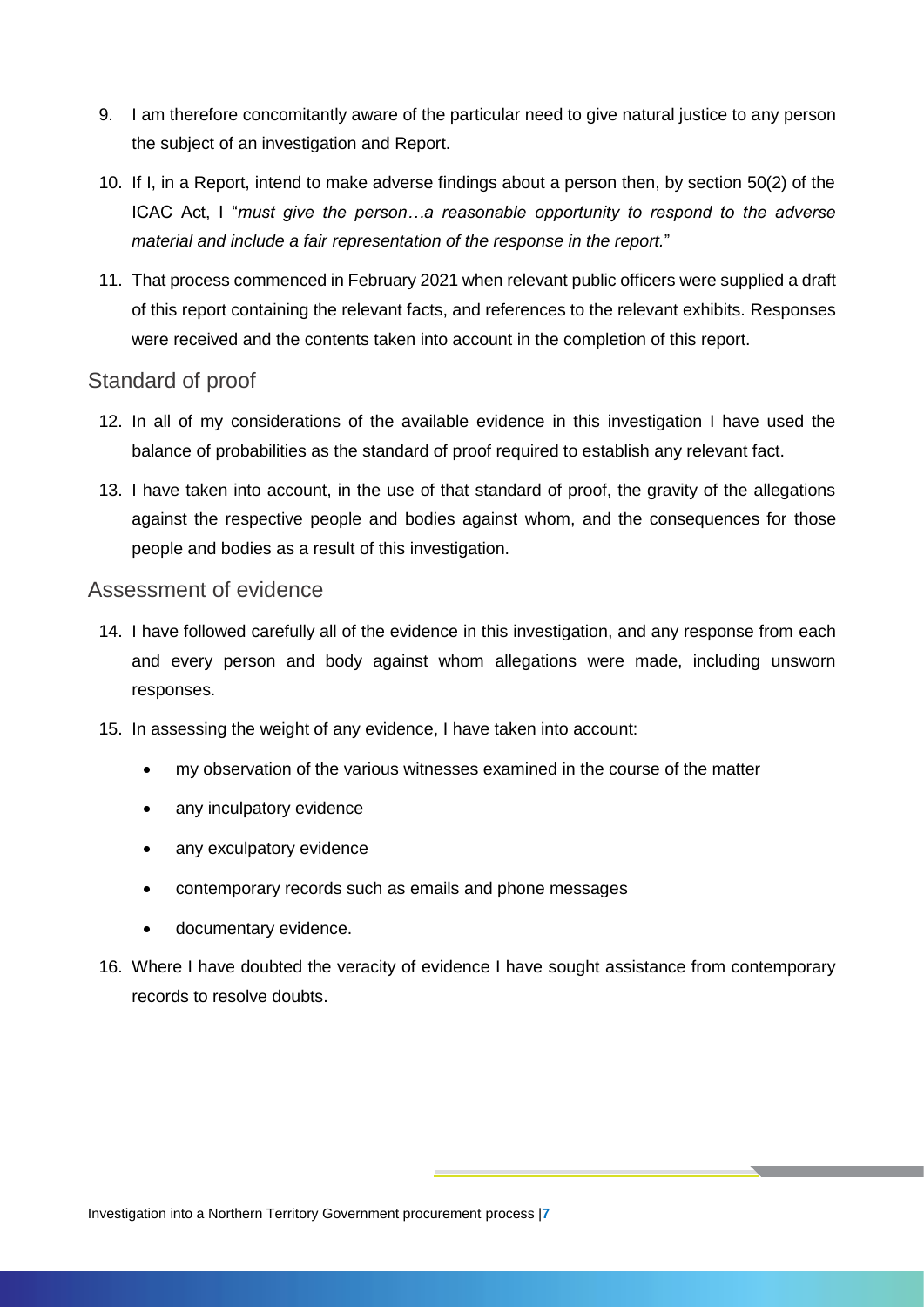9. I am therefore concomitantly aware of the particular need to give natural justice to any person the subject of an investigation and Report.

10. If I, in a Report, intend to make adverse findings about a person then, by section 50(2) of the ICAC Act, I "*must give the person…a reasonable opportunity to respond to the adverse material and include a fair representation of the response in the report.*"

11. That process commenced in February 2021 when relevant public officers were supplied a draft of this report containing the relevant facts, and references to the relevant exhibits. Responses were received and the contents taken into account in the completion of this report.

## Standard of proof

12. In all of my considerations of the available evidence in this investigation I have used the balance of probabilities as the standard of proof required to establish any relevant fact.

13. I have taken into account, in the use of that standard of proof, the gravity of the allegations against the respective people and bodies against whom, and the consequences for those people and bodies as a result of this investigation.

## Assessment of evidence

14. I have followed carefully all of the evidence in this investigation, and any response from each and every person and body against whom allegations were made, including unsworn responses.

15. In assessing the weight of any evidence, I have taken into account:

    - my observation of the various witnesses examined in the course of the matter
    - any inculpatory evidence
    - any exculpatory evidence
    - contemporary records such as emails and phone messages
    - documentary evidence.

16. Where I have doubted the veracity of evidence I have sought assistance from contemporary records to resolve doubts.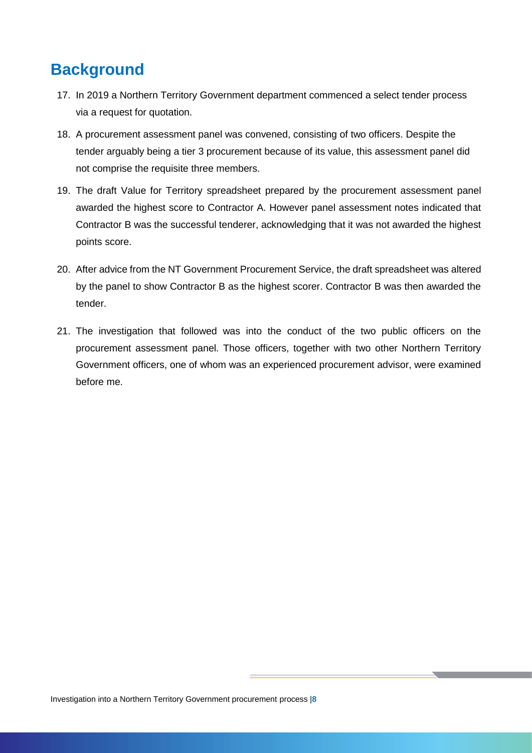## Background

17. In 2019 a Northern Territory Government department commenced a select tender process via a request for quotation.
18. A procurement assessment panel was convened, consisting of two officers. Despite the tender arguably being a tier 3 procurement because of its value, this assessment panel did not comprise the requisite three members.
19. The draft Value for Territory spreadsheet prepared by the procurement assessment panel awarded the highest score to Contractor A. However panel assessment notes indicated that Contractor B was the successful tenderer, acknowledging that it was not awarded the highest points score.
20. After advice from the NT Government Procurement Service, the draft spreadsheet was altered by the panel to show Contractor B as the highest scorer. Contractor B was then awarded the tender.
21. The investigation that followed was into the conduct of the two public officers on the procurement assessment panel. Those officers, together with two other Northern Territory Government officers, one of whom was an experienced procurement advisor, were examined before me.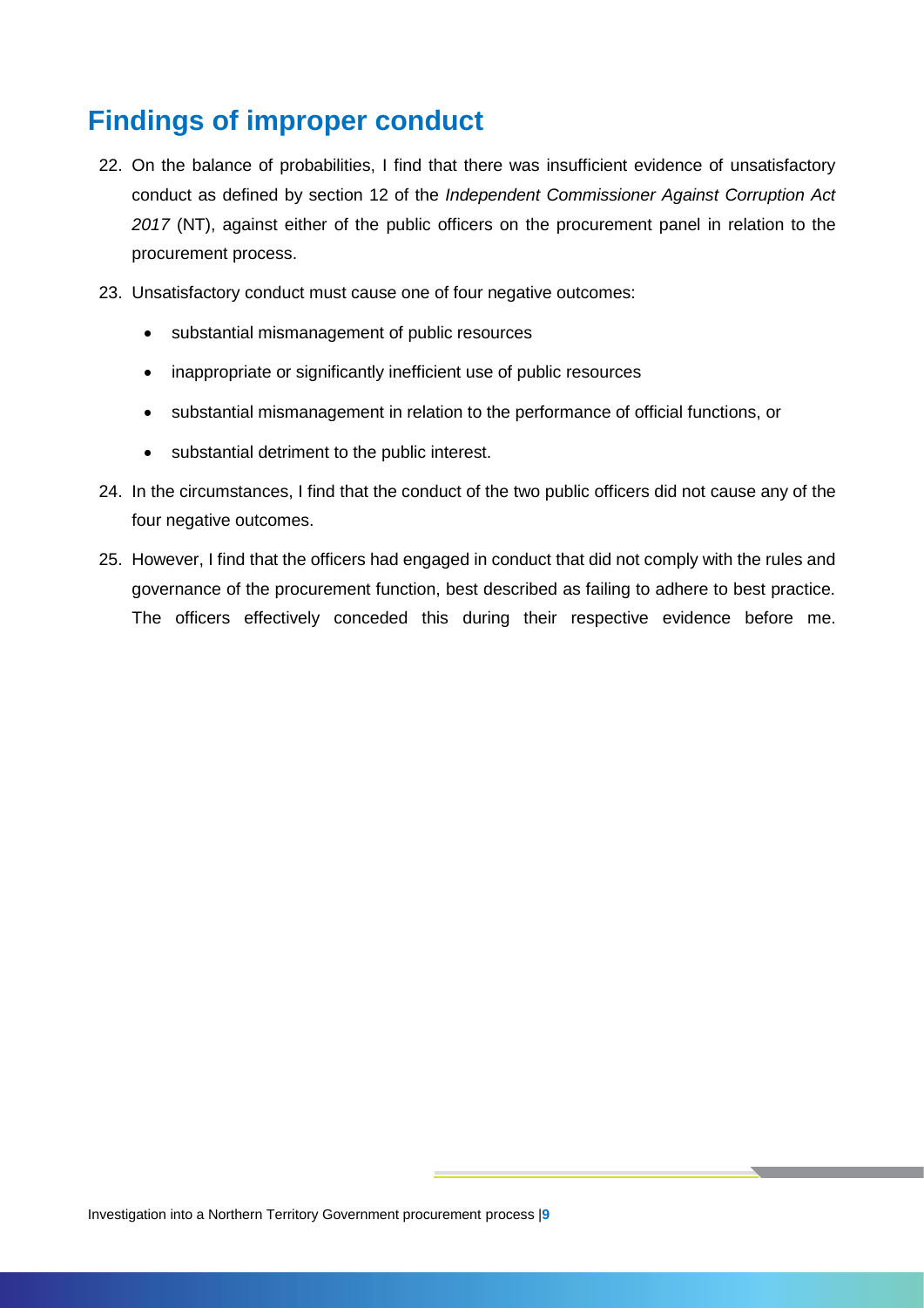## Findings of improper conduct

22. On the balance of probabilities, I find that there was insufficient evidence of unsatisfactory conduct as defined by section 12 of the *Independent Commissioner Against Corruption Act 2017* (NT), against either of the public officers on the procurement panel in relation to the procurement process.

23. Unsatisfactory conduct must cause one of four negative outcomes:

    - substantial mismanagement of public resources
    - inappropriate or significantly inefficient use of public resources
    - substantial mismanagement in relation to the performance of official functions, or
    - substantial detriment to the public interest.

24. In the circumstances, I find that the conduct of the two public officers did not cause any of the four negative outcomes.

25. However, I find that the officers had engaged in conduct that did not comply with the rules and governance of the procurement function, best described as failing to adhere to best practice. The officers effectively conceded this during their respective evidence before me.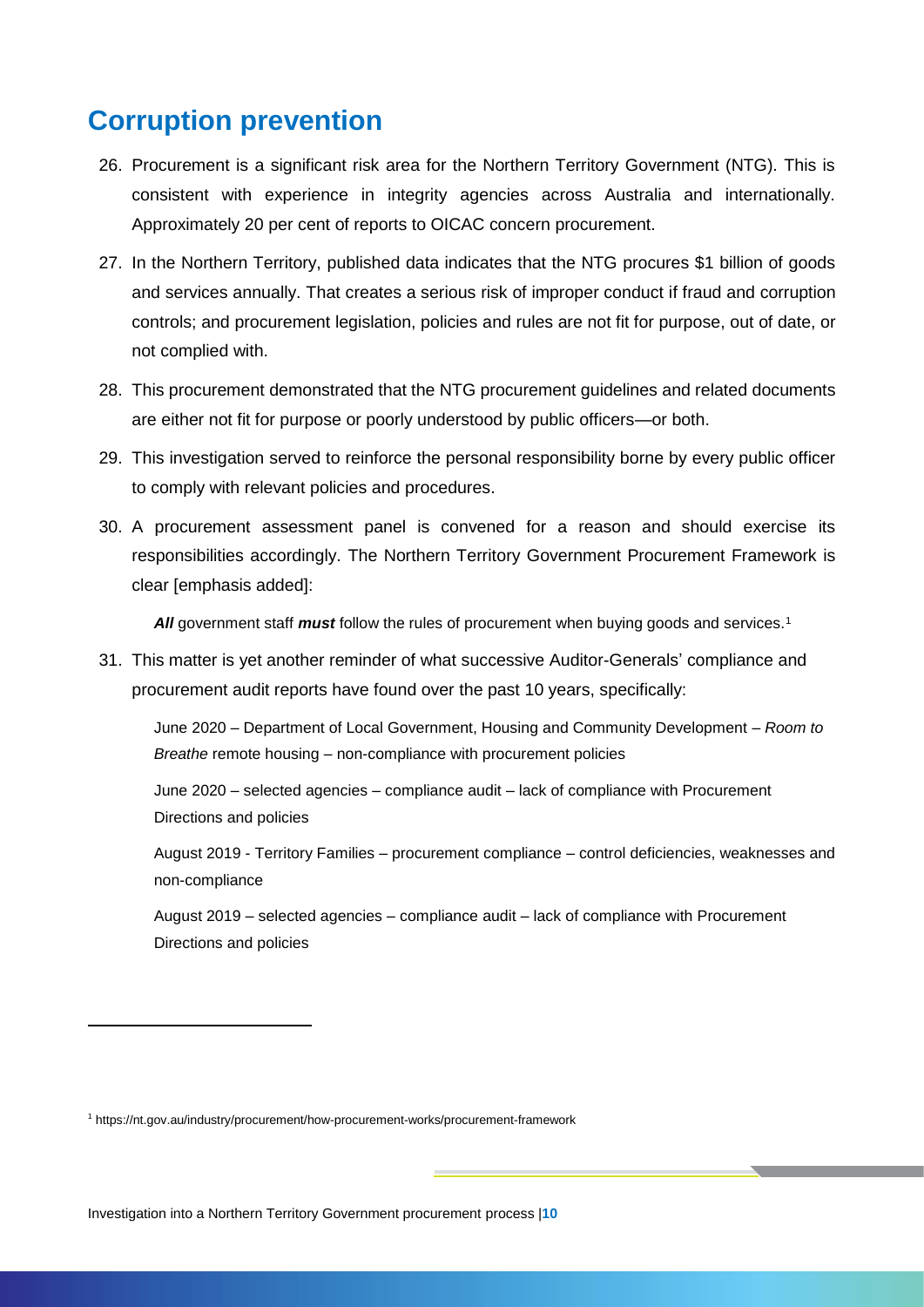## Corruption prevention

26. Procurement is a significant risk area for the Northern Territory Government (NTG). This is consistent with experience in integrity agencies across Australia and internationally. Approximately 20 per cent of reports to OICAC concern procurement.

27. In the Northern Territory, published data indicates that the NTG procures $1 billion of goods and services annually. That creates a serious risk of improper conduct if fraud and corruption controls; and procurement legislation, policies and rules are not fit for purpose, out of date, or not complied with.

28. This procurement demonstrated that the NTG procurement guidelines and related documents are either not fit for purpose or poorly understood by public officers—or both.

29. This investigation served to reinforce the personal responsibility borne by every public officer to comply with relevant policies and procedures.

30. A procurement assessment panel is convened for a reason and should exercise its responsibilities accordingly. The Northern Territory Government Procurement Framework is clear [emphasis added]:

    ***All*** government staff ***must*** follow the rules of procurement when buying goods and services.[1]

31. This matter is yet another reminder of what successive Auditor-Generals' compliance and procurement audit reports have found over the past 10 years, specifically:

    June 2020 – Department of Local Government, Housing and Community Development – *Room to Breathe* remote housing – non-compliance with procurement policies

    June 2020 – selected agencies – compliance audit – lack of compliance with Procurement Directions and policies

    August 2019 - Territory Families – procurement compliance – control deficiencies, weaknesses and non-compliance

    August 2019 – selected agencies – compliance audit – lack of compliance with Procurement Directions and policies

---

[1] https://nt.gov.au/industry/procurement/how-procurement-works/procurement-framework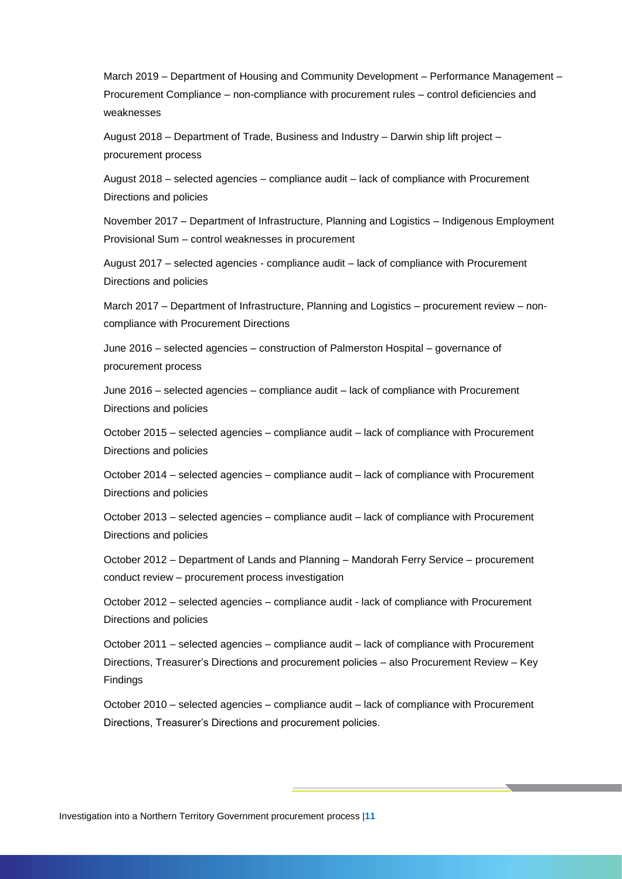March 2019 – Department of Housing and Community Development – Performance Management – Procurement Compliance – non-compliance with procurement rules – control deficiencies and weaknesses

August 2018 – Department of Trade, Business and Industry – Darwin ship lift project – procurement process

August 2018 – selected agencies – compliance audit – lack of compliance with Procurement Directions and policies

November 2017 – Department of Infrastructure, Planning and Logistics – Indigenous Employment Provisional Sum – control weaknesses in procurement

August 2017 – selected agencies - compliance audit – lack of compliance with Procurement Directions and policies

March 2017 – Department of Infrastructure, Planning and Logistics – procurement review – non-compliance with Procurement Directions

June 2016 – selected agencies – construction of Palmerston Hospital – governance of procurement process

June 2016 – selected agencies – compliance audit – lack of compliance with Procurement Directions and policies

October 2015 – selected agencies – compliance audit – lack of compliance with Procurement Directions and policies

October 2014 – selected agencies – compliance audit – lack of compliance with Procurement Directions and policies

October 2013 – selected agencies – compliance audit – lack of compliance with Procurement Directions and policies

October 2012 – Department of Lands and Planning – Mandorah Ferry Service – procurement conduct review – procurement process investigation

October 2012 – selected agencies – compliance audit - lack of compliance with Procurement Directions and policies

October 2011 – selected agencies – compliance audit – lack of compliance with Procurement Directions, Treasurer's Directions and procurement policies – also Procurement Review – Key Findings

October 2010 – selected agencies – compliance audit – lack of compliance with Procurement Directions, Treasurer's Directions and procurement policies.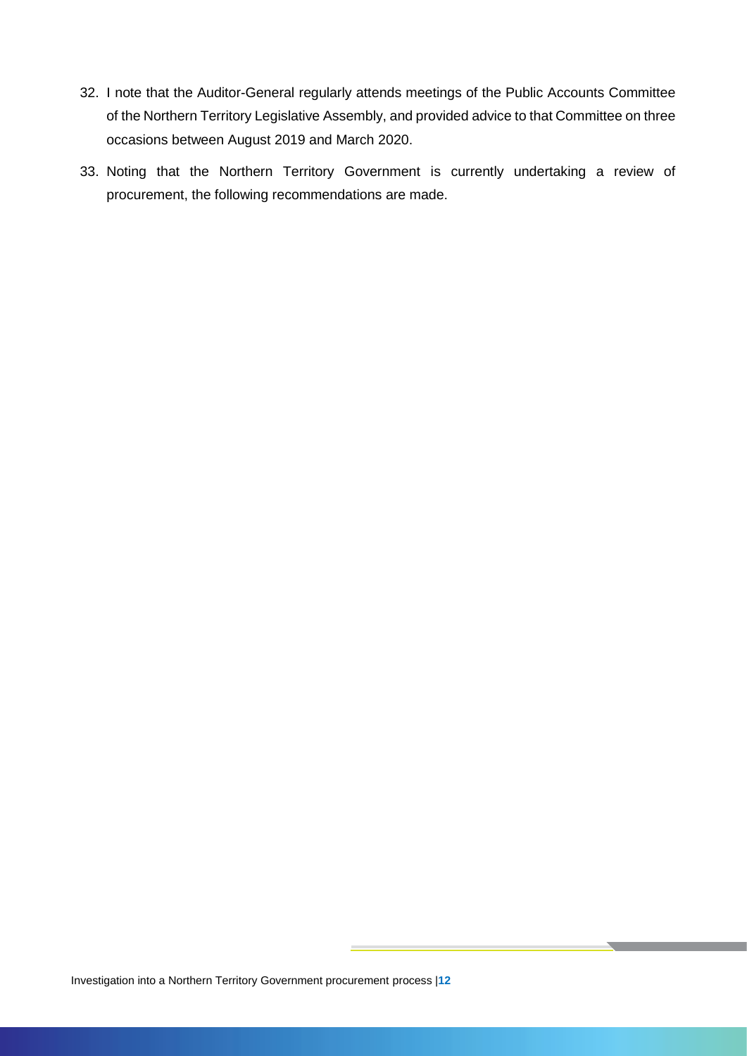32. I note that the Auditor-General regularly attends meetings of the Public Accounts Committee of the Northern Territory Legislative Assembly, and provided advice to that Committee on three occasions between August 2019 and March 2020.

33. Noting that the Northern Territory Government is currently undertaking a review of procurement, the following recommendations are made.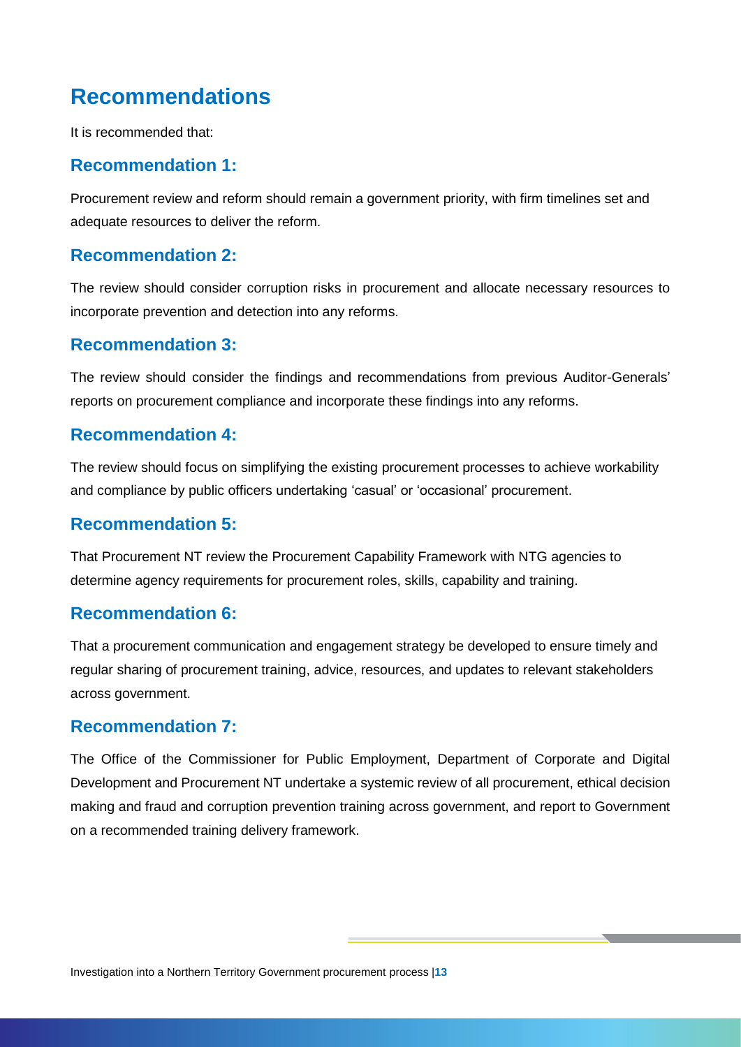# Recommendations

It is recommended that:

## Recommendation 1:

Procurement review and reform should remain a government priority, with firm timelines set and adequate resources to deliver the reform.

## Recommendation 2:

The review should consider corruption risks in procurement and allocate necessary resources to incorporate prevention and detection into any reforms.

## Recommendation 3:

The review should consider the findings and recommendations from previous Auditor-Generals' reports on procurement compliance and incorporate these findings into any reforms.

## Recommendation 4:

The review should focus on simplifying the existing procurement processes to achieve workability and compliance by public officers undertaking 'casual' or 'occasional' procurement.

## Recommendation 5:

That Procurement NT review the Procurement Capability Framework with NTG agencies to determine agency requirements for procurement roles, skills, capability and training.

## Recommendation 6:

That a procurement communication and engagement strategy be developed to ensure timely and regular sharing of procurement training, advice, resources, and updates to relevant stakeholders across government.

## Recommendation 7:

The Office of the Commissioner for Public Employment, Department of Corporate and Digital Development and Procurement NT undertake a systemic review of all procurement, ethical decision making and fraud and corruption prevention training across government, and report to Government on a recommended training delivery framework.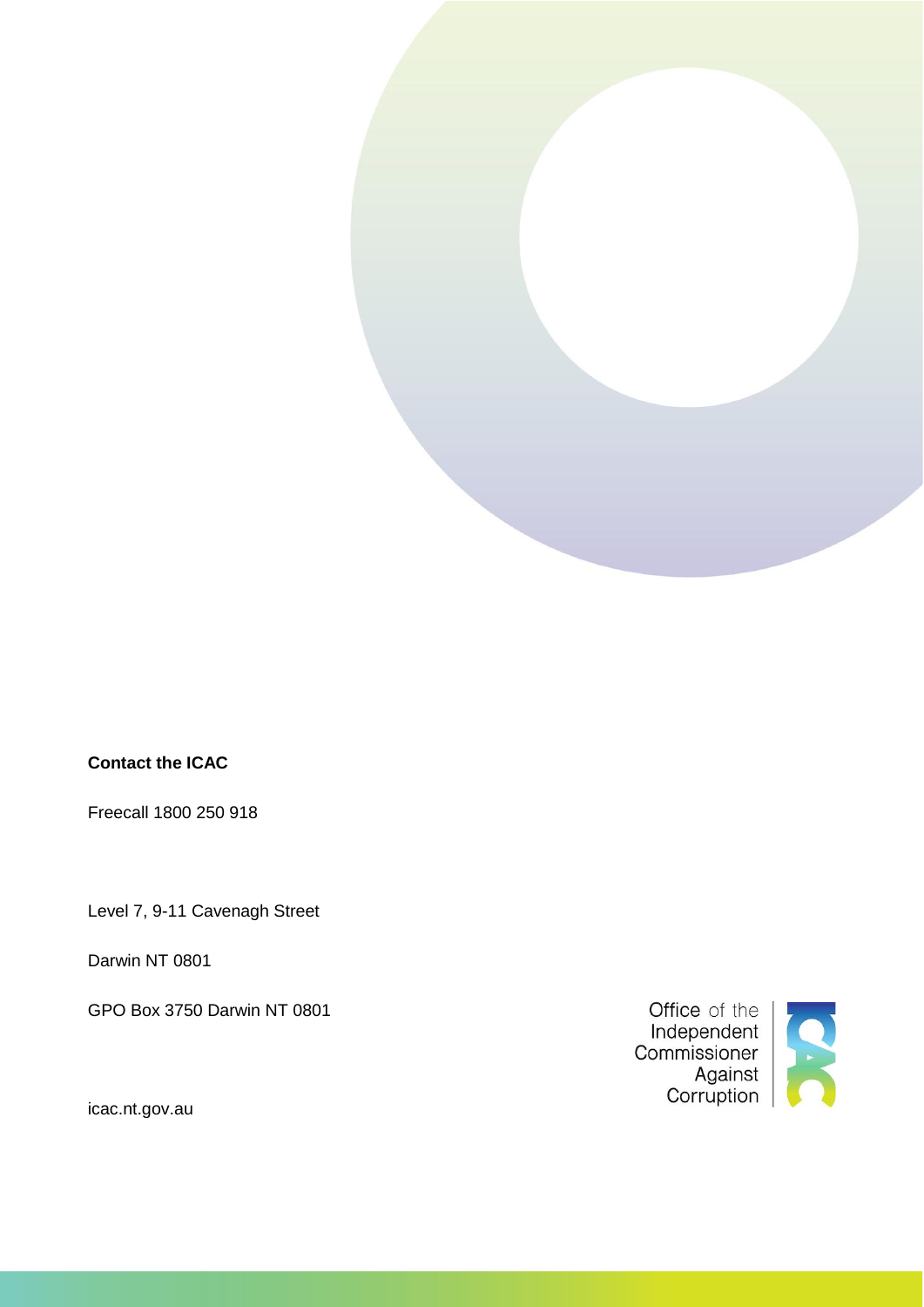**Contact the ICAC**

Freecall 1800 250 918

Level 7, 9-11 Cavenagh Street

Darwin NT 0801

GPO Box 3750 Darwin NT 0801

icac.nt.gov.au

Office of the Independent Commissioner Against Corruption